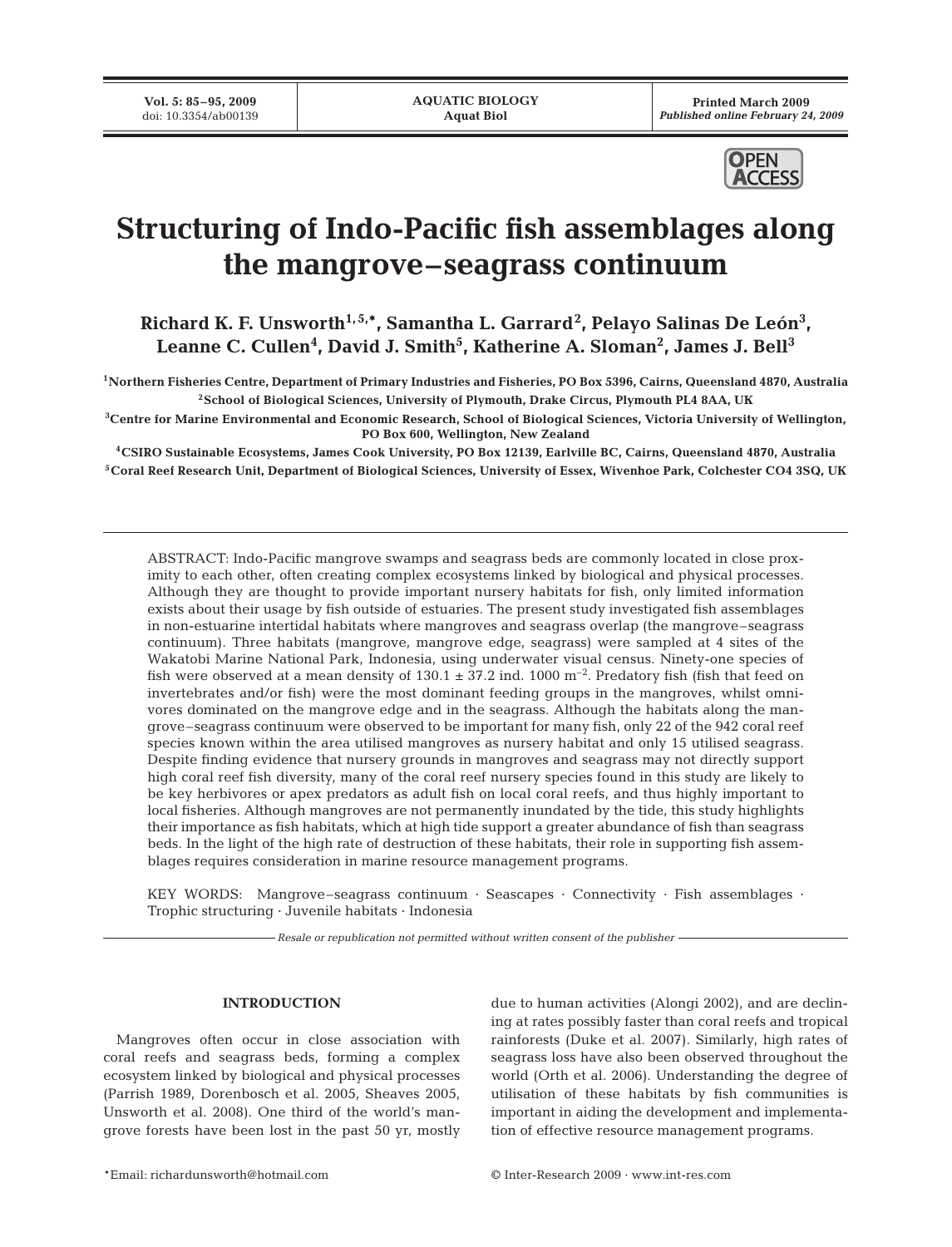# Structuring of Indo-Pacific fish assemblages along the mangrove–seagrass continuum

**Richard K. F. Unsworth[1,5,*], Samantha L. Garrard[2], Pelayo Salinas De León[3], Leanne C. Cullen[4], David J. Smith[5], Katherine A. Sloman[2], James J. Bell[3]**

[1]Northern Fisheries Centre, Department of Primary Industries and Fisheries, PO Box 5396, Cairns, Queensland 4870, Australia

[2]School of Biological Sciences, University of Plymouth, Drake Circus, Plymouth PL4 8AA, UK

[3]Centre for Marine Environmental and Economic Research, School of Biological Sciences, Victoria University of Wellington, PO Box 600, Wellington, New Zealand

[4]CSIRO Sustainable Ecosystems, James Cook University, PO Box 12139, Earlville BC, Cairns, Queensland 4870, Australia

[5]Coral Reef Research Unit, Department of Biological Sciences, University of Essex, Wivenhoe Park, Colchester CO4 3SQ, UK

ABSTRACT: Indo-Pacific mangrove swamps and seagrass beds are commonly located in close proximity to each other, often creating complex ecosystems linked by biological and physical processes. Although they are thought to provide important nursery habitats for fish, only limited information exists about their usage by fish outside of estuaries. The present study investigated fish assemblages in non-estuarine intertidal habitats where mangroves and seagrass overlap (the mangrove–seagrass continuum). Three habitats (mangrove, mangrove edge, seagrass) were sampled at 4 sites of the Wakatobi Marine National Park, Indonesia, using underwater visual census. Ninety-one species of fish were observed at a mean density of $130.1 \pm 37.2$ ind. 1000 $m^{-2}$. Predatory fish (fish that feed on invertebrates and/or fish) were the most dominant feeding groups in the mangroves, whilst omnivores dominated on the mangrove edge and in the seagrass. Although the habitats along the mangrove–seagrass continuum were observed to be important for many fish, only 22 of the 942 coral reef species known within the area utilised mangroves as nursery habitat and only 15 utilised seagrass. Despite finding evidence that nursery grounds in mangroves and seagrass may not directly support high coral reef fish diversity, many of the coral reef nursery species found in this study are likely to be key herbivores or apex predators as adult fish on local coral reefs, and thus highly important to local fisheries. Although mangroves are not permanently inundated by the tide, this study highlights their importance as fish habitats, which at high tide support a greater abundance of fish than seagrass beds. In the light of the high rate of destruction of these habitats, their role in supporting fish assemblages requires consideration in marine resource management programs.

KEY WORDS: Mangrove–seagrass continuum · Seascapes · Connectivity · Fish assemblages · Trophic structuring · Juvenile habitats · Indonesia

*Resale or republication not permitted without written consent of the publisher*

## INTRODUCTION

Mangroves often occur in close association with coral reefs and seagrass beds, forming a complex ecosystem linked by biological and physical processes (Parrish 1989, Dorenbosch et al. 2005, Sheaves 2005, Unsworth et al. 2008). One third of the world's mangrove forests have been lost in the past 50 yr, mostly due to human activities (Alongi 2002), and are declining at rates possibly faster than coral reefs and tropical rainforests (Duke et al. 2007). Similarly, high rates of seagrass loss have also been observed throughout the world (Orth et al. 2006). Understanding the degree of utilisation of these habitats by fish communities is important in aiding the development and implementation of effective resource management programs.

*Email: richardunsworth@hotmail.com

© Inter-Research 2009 · www.int-res.com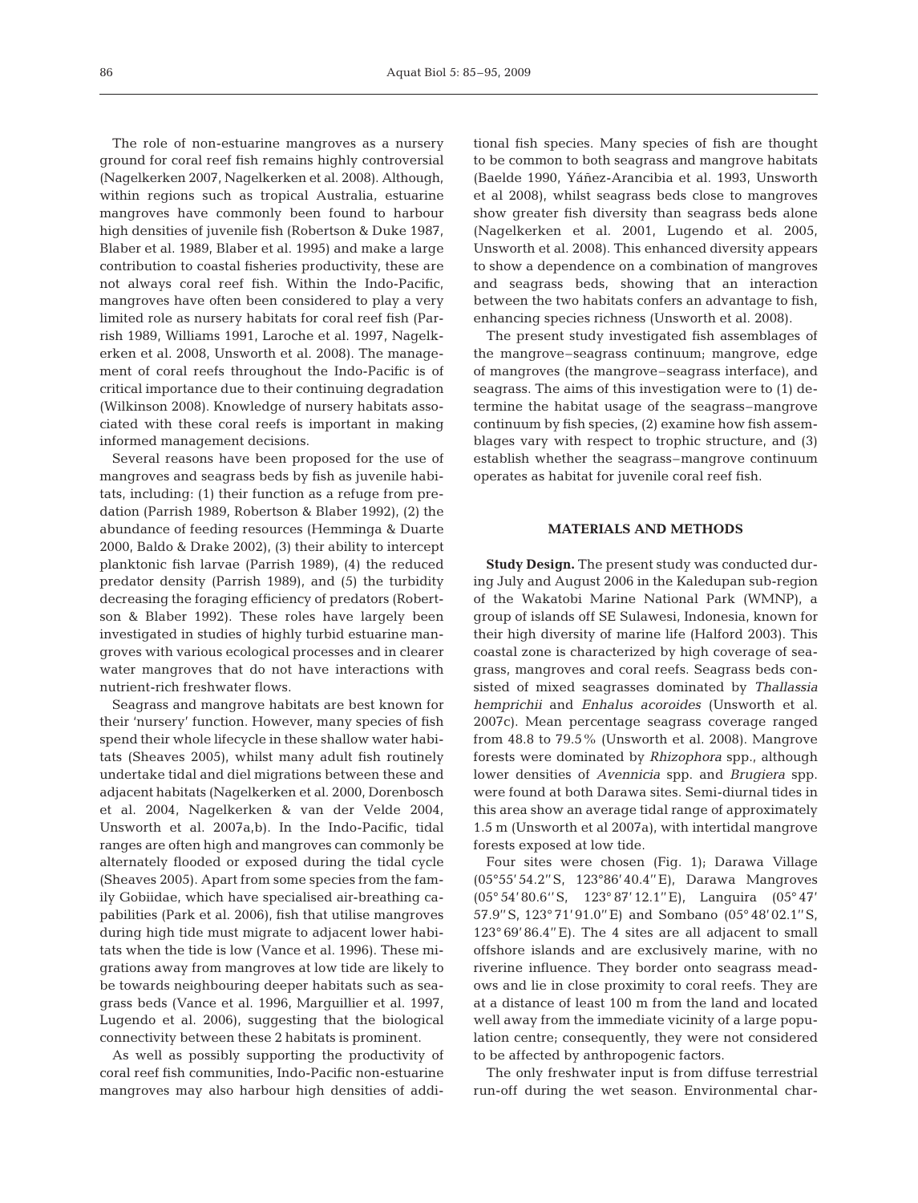The role of non-estuarine mangroves as a nursery ground for coral reef fish remains highly controversial (Nagelkerken 2007, Nagelkerken et al. 2008). Although, within regions such as tropical Australia, estuarine mangroves have commonly been found to harbour high densities of juvenile fish (Robertson & Duke 1987, Blaber et al. 1989, Blaber et al. 1995) and make a large contribution to coastal fisheries productivity, these are not always coral reef fish. Within the Indo-Pacific, mangroves have often been considered to play a very limited role as nursery habitats for coral reef fish (Parrish 1989, Williams 1991, Laroche et al. 1997, Nagelkerken et al. 2008, Unsworth et al. 2008). The management of coral reefs throughout the Indo-Pacific is of critical importance due to their continuing degradation (Wilkinson 2008). Knowledge of nursery habitats associated with these coral reefs is important in making informed management decisions.

Several reasons have been proposed for the use of mangroves and seagrass beds by fish as juvenile habitats, including: (1) their function as a refuge from predation (Parrish 1989, Robertson & Blaber 1992), (2) the abundance of feeding resources (Hemminga & Duarte 2000, Baldo & Drake 2002), (3) their ability to intercept planktonic fish larvae (Parrish 1989), (4) the reduced predator density (Parrish 1989), and (5) the turbidity decreasing the foraging efficiency of predators (Robertson & Blaber 1992). These roles have largely been investigated in studies of highly turbid estuarine mangroves with various ecological processes and in clearer water mangroves that do not have interactions with nutrient-rich freshwater flows.

Seagrass and mangrove habitats are best known for their 'nursery' function. However, many species of fish spend their whole lifecycle in these shallow water habitats (Sheaves 2005), whilst many adult fish routinely undertake tidal and diel migrations between these and adjacent habitats (Nagelkerken et al. 2000, Dorenbosch et al. 2004, Nagelkerken & van der Velde 2004, Unsworth et al. 2007a,b). In the Indo-Pacific, tidal ranges are often high and mangroves can commonly be alternately flooded or exposed during the tidal cycle (Sheaves 2005). Apart from some species from the family Gobiidae, which have specialised air-breathing capabilities (Park et al. 2006), fish that utilise mangroves during high tide must migrate to adjacent lower habitats when the tide is low (Vance et al. 1996). These migrations away from mangroves at low tide are likely to be towards neighbouring deeper habitats such as seagrass beds (Vance et al. 1996, Marguillier et al. 1997, Lugendo et al. 2006), suggesting that the biological connectivity between these 2 habitats is prominent.

As well as possibly supporting the productivity of coral reef fish communities, Indo-Pacific non-estuarine mangroves may also harbour high densities of additional fish species. Many species of fish are thought to be common to both seagrass and mangrove habitats (Baelde 1990, Yáñez-Arancibia et al. 1993, Unsworth et al 2008), whilst seagrass beds close to mangroves show greater fish diversity than seagrass beds alone (Nagelkerken et al. 2001, Lugendo et al. 2005, Unsworth et al. 2008). This enhanced diversity appears to show a dependence on a combination of mangroves and seagrass beds, showing that an interaction between the two habitats confers an advantage to fish, enhancing species richness (Unsworth et al. 2008).

The present study investigated fish assemblages of the mangrove–seagrass continuum; mangrove, edge of mangroves (the mangrove–seagrass interface), and seagrass. The aims of this investigation were to (1) determine the habitat usage of the seagrass–mangrove continuum by fish species, (2) examine how fish assemblages vary with respect to trophic structure, and (3) establish whether the seagrass–mangrove continuum operates as habitat for juvenile coral reef fish.

## MATERIALS AND METHODS

**Study Design.** The present study was conducted during July and August 2006 in the Kaledupan sub-region of the Wakatobi Marine National Park (WMNP), a group of islands off SE Sulawesi, Indonesia, known for their high diversity of marine life (Halford 2003). This coastal zone is characterized by high coverage of seagrass, mangroves and coral reefs. Seagrass beds consisted of mixed seagrasses dominated by *Thallassia hemprichii* and *Enhalus acoroides* (Unsworth et al. 2007c). Mean percentage seagrass coverage ranged from 48.8 to 79.5% (Unsworth et al. 2008). Mangrove forests were dominated by *Rhizophora* spp., although lower densities of *Avennicia* spp. and *Brugiera* spp. were found at both Darawa sites. Semi-diurnal tides in this area show an average tidal range of approximately 1.5 m (Unsworth et al 2007a), with intertidal mangrove forests exposed at low tide.

Four sites were chosen (Fig. 1); Darawa Village (05°55′54.2′′S, 123°86′40.4′′E), Darawa Mangroves (05°54′80.6′′S, 123°87′12.1′′E), Languira (05°47′57.9′′S, 123°71′91.0′′E) and Sombano (05°48′02.1′′S, 123°69′86.4′′E). The 4 sites are all adjacent to small offshore islands and are exclusively marine, with no riverine influence. They border onto seagrass meadows and lie in close proximity to coral reefs. They are at a distance of least 100 m from the land and located well away from the immediate vicinity of a large population centre; consequently, they were not considered to be affected by anthropogenic factors.

The only freshwater input is from diffuse terrestrial run-off during the wet season. Environmental char-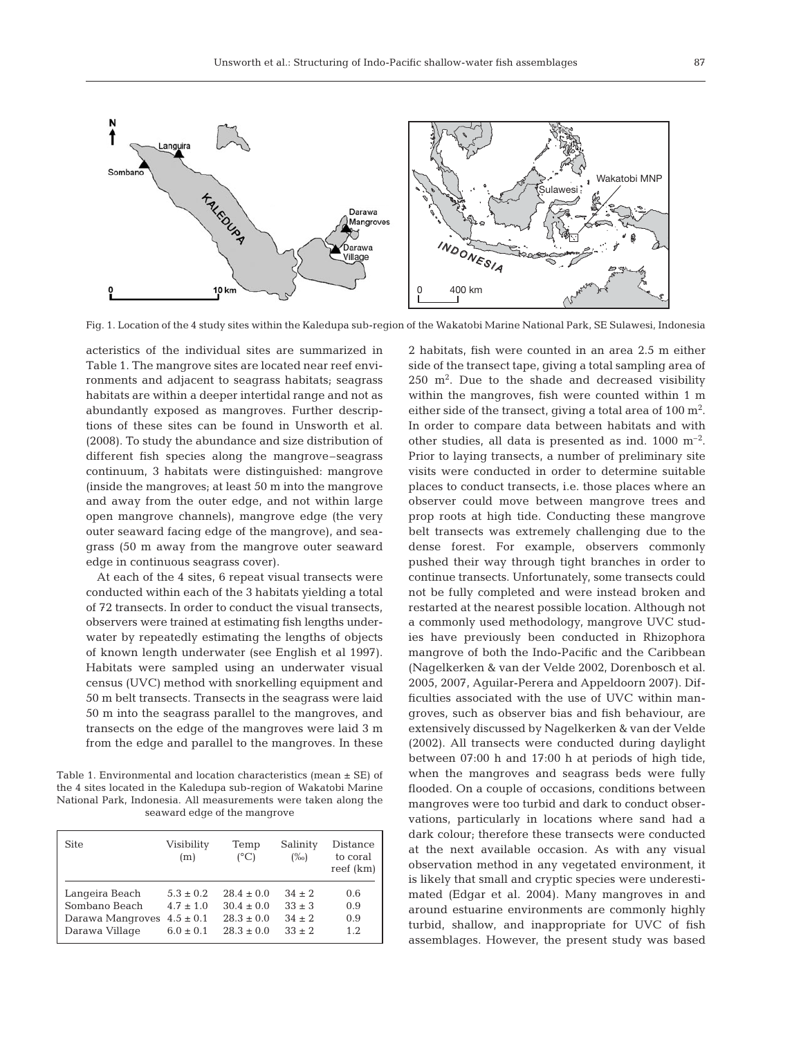Fig. 1. Location of the 4 study sites within the Kaledupa sub-region of the Wakatobi Marine National Park, SE Sulawesi, Indonesia

acteristics of the individual sites are summarized in Table 1. The mangrove sites are located near reef environments and adjacent to seagrass habitats; seagrass habitats are within a deeper intertidal range and not as abundantly exposed as mangroves. Further descriptions of these sites can be found in Unsworth et al. (2008). To study the abundance and size distribution of different fish species along the mangrove–seagrass continuum, 3 habitats were distinguished: mangrove (inside the mangroves; at least 50 m into the mangrove and away from the outer edge, and not within large open mangrove channels), mangrove edge (the very outer seaward facing edge of the mangrove), and seagrass (50 m away from the mangrove outer seaward edge in continuous seagrass cover).

At each of the 4 sites, 6 repeat visual transects were conducted within each of the 3 habitats yielding a total of 72 transects. In order to conduct the visual transects, observers were trained at estimating fish lengths underwater by repeatedly estimating the lengths of objects of known length underwater (see English et al 1997). Habitats were sampled using an underwater visual census (UVC) method with snorkelling equipment and 50 m belt transects. Transects in the seagrass were laid 50 m into the seagrass parallel to the mangroves, and transects on the edge of the mangroves were laid 3 m from the edge and parallel to the mangroves. In these 2 habitats, fish were counted in an area 2.5 m either side of the transect tape, giving a total sampling area of 250 $m^2$. Due to the shade and decreased visibility within the mangroves, fish were counted within 1 m either side of the transect, giving a total area of 100 $m^2$. In order to compare data between habitats and with other studies, all data is presented as ind. 1000 $m^{-2}$. Prior to laying transects, a number of preliminary site visits were conducted in order to determine suitable places to conduct transects, i.e. those places where an observer could move between mangrove trees and prop roots at high tide. Conducting these mangrove belt transects was extremely challenging due to the dense forest. For example, observers commonly pushed their way through tight branches in order to continue transects. Unfortunately, some transects could not be fully completed and were instead broken and restarted at the nearest possible location. Although not a commonly used methodology, mangrove UVC studies have previously been conducted in Rhizophora mangrove of both the Indo-Pacific and the Caribbean (Nagelkerken & van der Velde 2002, Dorenbosch et al. 2005, 2007, Aguilar-Perera and Appeldoorn 2007). Difficulties associated with the use of UVC within mangroves, such as observer bias and fish behaviour, are extensively discussed by Nagelkerken & van der Velde (2002). All transects were conducted during daylight between 07:00 h and 17:00 h at periods of high tide, when the mangroves and seagrass beds were fully flooded. On a couple of occasions, conditions between mangroves were too turbid and dark to conduct observations, particularly in locations where sand had a dark colour; therefore these transects were conducted at the next available occasion. As with any visual observation method in any vegetated environment, it is likely that small and cryptic species were underestimated (Edgar et al. 2004). Many mangroves in and around estuarine environments are commonly highly turbid, shallow, and inappropriate for UVC of fish assemblages. However, the present study was based

Table 1. Environmental and location characteristics (mean ± SE) of the 4 sites located in the Kaledupa sub-region of Wakatobi Marine National Park, Indonesia. All measurements were taken along the seaward edge of the mangrove

| Site | Visibility (m) | Temp (°C) | Salinity (‰) | Distance to coral reef (km) |
|---|---|---|---|---|
| Langeira Beach | 5.3 ± 0.2 | 28.4 ± 0.0 | 34 ± 2 | 0.6 |
| Sombano Beach | 4.7 ± 1.0 | 30.4 ± 0.0 | 33 ± 3 | 0.9 |
| Darawa Mangroves | 4.5 ± 0.1 | 28.3 ± 0.0 | 34 ± 2 | 0.9 |
| Darawa Village | 6.0 ± 0.1 | 28.3 ± 0.0 | 33 ± 2 | 1.2 |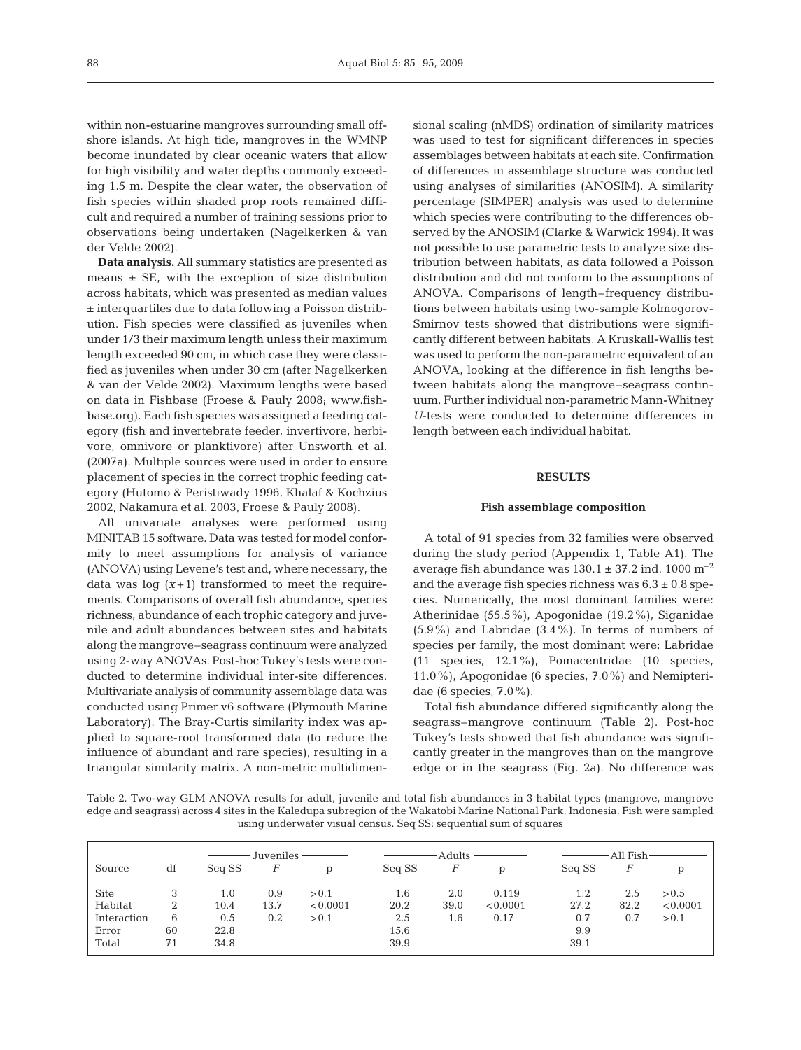within non-estuarine mangroves surrounding small offshore islands. At high tide, mangroves in the WMNP become inundated by clear oceanic waters that allow for high visibility and water depths commonly exceeding 1.5 m. Despite the clear water, the observation of fish species within shaded prop roots remained difficult and required a number of training sessions prior to observations being undertaken (Nagelkerken & van der Velde 2002).

**Data analysis.** All summary statistics are presented as means ± SE, with the exception of size distribution across habitats, which was presented as median values ± interquartiles due to data following a Poisson distribution. Fish species were classified as juveniles when under 1/3 their maximum length unless their maximum length exceeded 90 cm, in which case they were classified as juveniles when under 30 cm (after Nagelkerken & van der Velde 2002). Maximum lengths were based on data in Fishbase (Froese & Pauly 2008; www.fishbase.org). Each fish species was assigned a feeding category (fish and invertebrate feeder, invertivore, herbivore, omnivore or planktivore) after Unsworth et al. (2007a). Multiple sources were used in order to ensure placement of species in the correct trophic feeding category (Hutomo & Peristiwady 1996, Khalaf & Kochzius 2002, Nakamura et al. 2003, Froese & Pauly 2008).

All univariate analyses were performed using MINITAB 15 software. Data was tested for model conformity to meet assumptions for analysis of variance (ANOVA) using Levene's test and, where necessary, the data was log $(x+1)$ transformed to meet the requirements. Comparisons of overall fish abundance, species richness, abundance of each trophic category and juvenile and adult abundances between sites and habitats along the mangrove–seagrass continuum were analyzed using 2-way ANOVAs. Post-hoc Tukey's tests were conducted to determine individual inter-site differences. Multivariate analysis of community assemblage data was conducted using Primer v6 software (Plymouth Marine Laboratory). The Bray-Curtis similarity index was applied to square-root transformed data (to reduce the influence of abundant and rare species), resulting in a triangular similarity matrix. A non-metric multidimensional scaling (nMDS) ordination of similarity matrices was used to test for significant differences in species assemblages between habitats at each site. Confirmation of differences in assemblage structure was conducted using analyses of similarities (ANOSIM). A similarity percentage (SIMPER) analysis was used to determine which species were contributing to the differences observed by the ANOSIM (Clarke & Warwick 1994). It was not possible to use parametric tests to analyze size distribution between habitats, as data followed a Poisson distribution and did not conform to the assumptions of ANOVA. Comparisons of length–frequency distributions between habitats using two-sample Kolmogorov-Smirnov tests showed that distributions were significantly different between habitats. A Kruskall-Wallis test was used to perform the non-parametric equivalent of an ANOVA, looking at the difference in fish lengths between habitats along the mangrove–seagrass continuum. Further individual non-parametric Mann-Whitney *U*-tests were conducted to determine differences in length between each individual habitat.

## RESULTS

### Fish assemblage composition

A total of 91 species from 32 families were observed during the study period (Appendix 1, Table A1). The average fish abundance was $130.1 \pm 37.2$ ind. 1000 m$^{-2}$ and the average fish species richness was $6.3 \pm 0.8$ species. Numerically, the most dominant families were: Atherinidae (55.5%), Apogonidae (19.2%), Siganidae (5.9%) and Labridae (3.4%). In terms of numbers of species per family, the most dominant were: Labridae (11 species, 12.1%), Pomacentridae (10 species, 11.0%), Apogonidae (6 species, 7.0%) and Nemipteridae (6 species, 7.0%).

Total fish abundance differed significantly along the seagrass–mangrove continuum (Table 2). Post-hoc Tukey's tests showed that fish abundance was significantly greater in the mangroves than on the mangrove edge or in the seagrass (Fig. 2a). No difference was

Table 2. Two-way GLM ANOVA results for adult, juvenile and total fish abundances in 3 habitat types (mangrove, mangrove edge and seagrass) across 4 sites in the Kaledupa subregion of the Wakatobi Marine National Park, Indonesia. Fish were sampled using underwater visual census. Seq SS: sequential sum of squares

| Source | df | Juveniles | | | Adults | | | All Fish | | |
|---|---|---|---|---|---|---|---|---|---|---|
| | | Seq SS | *F* | p | Seq SS | *F* | p | Seq SS | *F* | p |
| Site | 3 | 1.0 | 0.9 | >0.1 | 1.6 | 2.0 | 0.119 | 1.2 | 2.5 | >0.5 |
| Habitat | 2 | 10.4 | 13.7 | <0.0001 | 20.2 | 39.0 | <0.0001 | 27.2 | 82.2 | <0.0001 |
| Interaction | 6 | 0.5 | 0.2 | >0.1 | 2.5 | 1.6 | 0.17 | 0.7 | 0.7 | >0.1 |
| Error | 60 | 22.8 | | | 15.6 | | | 9.9 | | |
| Total | 71 | 34.8 | | | 39.9 | | | 39.1 | | |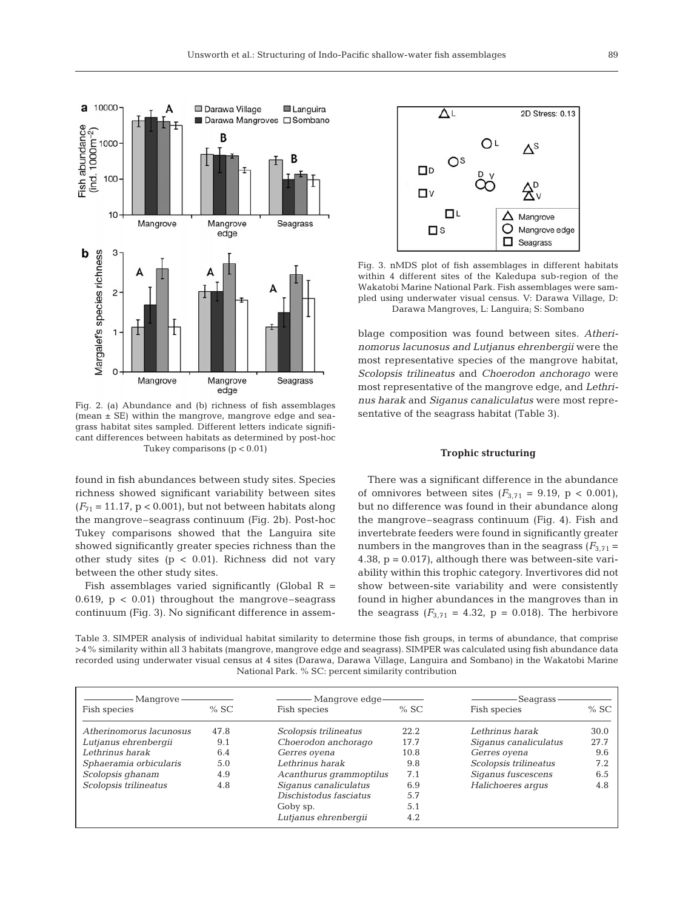Fig. 2. (a) Abundance and (b) richness of fish assemblages (mean ± SE) within the mangrove, mangrove edge and seagrass habitat sites sampled. Different letters indicate significant differences between habitats as determined by post-hoc Tukey comparisons ($p < 0.01$)

Fig. 3. nMDS plot of fish assemblages in different habitats within 4 different sites of the Kaledupa sub-region of the Wakatobi Marine National Park. Fish assemblages were sampled using underwater visual census. V: Darawa Village, D: Darawa Mangroves, L: Languira; S: Sombano

found in fish abundances between study sites. Species richness showed significant variability between sites ($F_{71} = 11.17$, $p < 0.001$), but not between habitats along the mangrove–seagrass continuum (Fig. 2b). Post-hoc Tukey comparisons showed that the Languira site showed significantly greater species richness than the other study sites ($p < 0.01$). Richness did not vary between the other study sites.

Fish assemblages varied significantly (Global R = 0.619, $p < 0.01$) throughout the mangrove–seagrass continuum (Fig. 3). No significant difference in assemblage composition was found between sites. *Atherinomorus lacunosus and Lutjanus ehrenbergii* were the most representative species of the mangrove habitat, *Scolopsis trilineatus* and *Choerodon anchorago* were most representative of the mangrove edge, and *Lethrinus harak* and *Siganus canaliculatus* were most representative of the seagrass habitat (Table 3).

### Trophic structuring

There was a significant difference in the abundance of omnivores between sites ($F_{3,71} = 9.19$, $p < 0.001$), but no difference was found in their abundance along the mangrove–seagrass continuum (Fig. 4). Fish and invertebrate feeders were found in significantly greater numbers in the mangroves than in the seagrass ($F_{3,71} = 4.38$, $p = 0.017$), although there was between-site variability within this trophic category. Invertivores did not show between-site variability and were consistently found in higher abundances in the mangroves than in the seagrass ($F_{3,71} = 4.32$, $p = 0.018$). The herbivore

Table 3. SIMPER analysis of individual habitat similarity to determine those fish groups, in terms of abundance, that comprise >4% similarity within all 3 habitats (mangrove, mangrove edge and seagrass). SIMPER was calculated using fish abundance data recorded using underwater visual census at 4 sites (Darawa, Darawa Village, Languira and Sombano) in the Wakatobi Marine National Park. % SC: percent similarity contribution

| Mangrove | | Mangrove edge | | Seagrass | |
|---|---|---|---|---|---|
| Fish species | % SC | Fish species | % SC | Fish species | % SC |
| *Atherinomorus lacunosus* | 47.8 | *Scolopsis trilineatus* | 22.2 | *Lethrinus harak* | 30.0 |
| *Lutjanus ehrenbergii* | 9.1 | *Choerodon anchorago* | 17.7 | *Siganus canaliculatus* | 27.7 |
| *Lethrinus harak* | 6.4 | *Gerres oyena* | 10.8 | *Gerres oyena* | 9.6 |
| *Sphaeramia orbicularis* | 5.0 | *Lethrinus harak* | 9.8 | *Scolopsis trilineatus* | 7.2 |
| *Scolopsis ghanam* | 4.9 | *Acanthurus grammoptilus* | 7.1 | *Siganus fuscescens* | 6.5 |
| *Scolopsis trilineatus* | 4.8 | *Siganus canaliculatus* | 6.9 | *Halichoeres argus* | 4.8 |
| | | *Dischistodus fasciatus* | 5.7 | | |
| | | Goby sp. | 5.1 | | |
| | | *Lutjanus ehrenbergii* | 4.2 | | |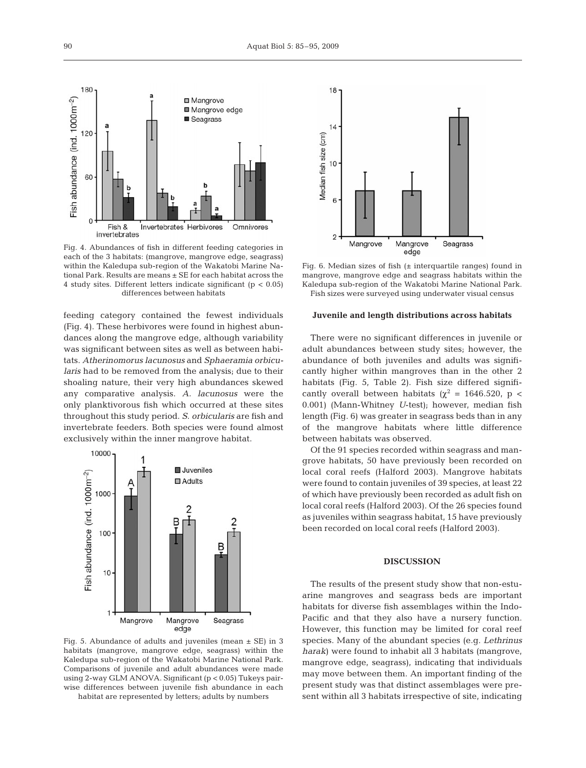Fig. 4. Abundances of fish in different feeding categories in each of the 3 habitats: (mangrove, mangrove edge, seagrass) within the Kaledupa sub-region of the Wakatobi Marine National Park. Results are means ± SE for each habitat across the 4 study sites. Different letters indicate significant ($p < 0.05$) differences between habitats

Fig. 6. Median sizes of fish (± interquartile ranges) found in mangrove, mangrove edge and seagrass habitats within the Kaledupa sub-region of the Wakatobi Marine National Park. Fish sizes were surveyed using underwater visual census

feeding category contained the fewest individuals (Fig. 4). These herbivores were found in highest abundances along the mangrove edge, although variability was significant between sites as well as between habitats. *Atherinomorus lacunosus* and *Sphaeramia orbicularis* had to be removed from the analysis; due to their shoaling nature, their very high abundances skewed any comparative analysis. *A. lacunosus* were the only planktivorous fish which occurred at these sites throughout this study period. *S. orbicularis* are fish and invertebrate feeders. Both species were found almost exclusively within the inner mangrove habitat.

Fig. 5. Abundance of adults and juveniles (mean ± SE) in 3 habitats (mangrove, mangrove edge, seagrass) within the Kaledupa sub-region of the Wakatobi Marine National Park. Comparisons of juvenile and adult abundances were made using 2-way GLM ANOVA. Significant ($p < 0.05$) Tukeys pairwise differences between juvenile fish abundance in each habitat are represented by letters; adults by numbers

### Juvenile and length distributions across habitats

There were no significant differences in juvenile or adult abundances between study sites; however, the abundance of both juveniles and adults was significantly higher within mangroves than in the other 2 habitats (Fig. 5, Table 2). Fish size differed significantly overall between habitats ($\chi^2 = 1646.520$, $p < 0.001$) (Mann-Whitney *U*-test); however, median fish length (Fig. 6) was greater in seagrass beds than in any of the mangrove habitats where little difference between habitats was observed.

Of the 91 species recorded within seagrass and mangrove habitats, 50 have previously been recorded on local coral reefs (Halford 2003). Mangrove habitats were found to contain juveniles of 39 species, at least 22 of which have previously been recorded as adult fish on local coral reefs (Halford 2003). Of the 26 species found as juveniles within seagrass habitat, 15 have previously been recorded on local coral reefs (Halford 2003).

## DISCUSSION

The results of the present study show that non-estuarine mangroves and seagrass beds are important habitats for diverse fish assemblages within the Indo-Pacific and that they also have a nursery function. However, this function may be limited for coral reef species. Many of the abundant species (e.g. *Lethrinus harak*) were found to inhabit all 3 habitats (mangrove, mangrove edge, seagrass), indicating that individuals may move between them. An important finding of the present study was that distinct assemblages were present within all 3 habitats irrespective of site, indicating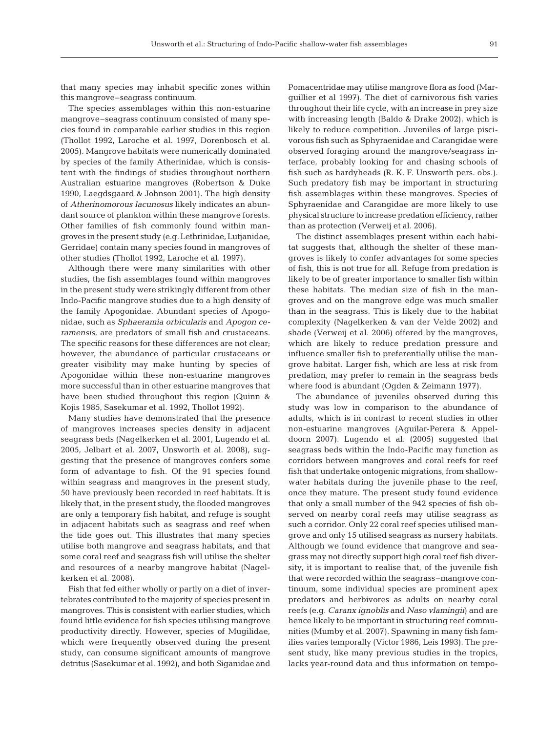that many species may inhabit specific zones within this mangrove–seagrass continuum.

The species assemblages within this non-estuarine mangrove–seagrass continuum consisted of many species found in comparable earlier studies in this region (Thollot 1992, Laroche et al. 1997, Dorenbosch et al. 2005). Mangrove habitats were numerically dominated by species of the family Atherinidae, which is consistent with the findings of studies throughout northern Australian estuarine mangroves (Robertson & Duke 1990, Laegdsgaard & Johnson 2001). The high density of *Atherinomorous lacunosus* likely indicates an abundant source of plankton within these mangrove forests. Other families of fish commonly found within mangroves in the present study (e.g. Lethrinidae, Lutjanidae, Gerridae) contain many species found in mangroves of other studies (Thollot 1992, Laroche et al. 1997).

Although there were many similarities with other studies, the fish assemblages found within mangroves in the present study were strikingly different from other Indo-Pacific mangrove studies due to a high density of the family Apogonidae. Abundant species of Apogonidae, such as *Sphaeramia orbicularis* and *Apogon ceramensis*, are predators of small fish and crustaceans. The specific reasons for these differences are not clear; however, the abundance of particular crustaceans or greater visibility may make hunting by species of Apogonidae within these non-estuarine mangroves more successful than in other estuarine mangroves that have been studied throughout this region (Quinn & Kojis 1985, Sasekumar et al. 1992, Thollot 1992).

Many studies have demonstrated that the presence of mangroves increases species density in adjacent seagrass beds (Nagelkerken et al. 2001, Lugendo et al. 2005, Jelbart et al. 2007, Unsworth et al. 2008), suggesting that the presence of mangroves confers some form of advantage to fish. Of the 91 species found within seagrass and mangroves in the present study, 50 have previously been recorded in reef habitats. It is likely that, in the present study, the flooded mangroves are only a temporary fish habitat, and refuge is sought in adjacent habitats such as seagrass and reef when the tide goes out. This illustrates that many species utilise both mangrove and seagrass habitats, and that some coral reef and seagrass fish will utilise the shelter and resources of a nearby mangrove habitat (Nagelkerken et al. 2008).

Fish that fed either wholly or partly on a diet of invertebrates contributed to the majority of species present in mangroves. This is consistent with earlier studies, which found little evidence for fish species utilising mangrove productivity directly. However, species of Mugilidae, which were frequently observed during the present study, can consume significant amounts of mangrove detritus (Sasekumar et al. 1992), and both Siganidae and Pomacentridae may utilise mangrove flora as food (Marguillier et al 1997). The diet of carnivorous fish varies throughout their life cycle, with an increase in prey size with increasing length (Baldo & Drake 2002), which is likely to reduce competition. Juveniles of large piscivorous fish such as Sphyraenidae and Carangidae were observed foraging around the mangrove/seagrass interface, probably looking for and chasing schools of fish such as hardyheads (R. K. F. Unsworth pers. obs.). Such predatory fish may be important in structuring fish assemblages within these mangroves. Species of Sphyraenidae and Carangidae are more likely to use physical structure to increase predation efficiency, rather than as protection (Verweij et al. 2006).

The distinct assemblages present within each habitat suggests that, although the shelter of these mangroves is likely to confer advantages for some species of fish, this is not true for all. Refuge from predation is likely to be of greater importance to smaller fish within these habitats. The median size of fish in the mangroves and on the mangrove edge was much smaller than in the seagrass. This is likely due to the habitat complexity (Nagelkerken & van der Velde 2002) and shade (Verweij et al. 2006) offered by the mangroves, which are likely to reduce predation pressure and influence smaller fish to preferentially utilise the mangrove habitat. Larger fish, which are less at risk from predation, may prefer to remain in the seagrass beds where food is abundant (Ogden & Zeimann 1977).

The abundance of juveniles observed during this study was low in comparison to the abundance of adults, which is in contrast to recent studies in other non-estuarine mangroves (Aguilar-Perera & Appeldoorn 2007). Lugendo et al. (2005) suggested that seagrass beds within the Indo-Pacific may function as corridors between mangroves and coral reefs for reef fish that undertake ontogenic migrations, from shallow-water habitats during the juvenile phase to the reef, once they mature. The present study found evidence that only a small number of the 942 species of fish observed on nearby coral reefs may utilise seagrass as such a corridor. Only 22 coral reef species utilised mangrove and only 15 utilised seagrass as nursery habitats. Although we found evidence that mangrove and seagrass may not directly support high coral reef fish diversity, it is important to realise that, of the juvenile fish that were recorded within the seagrass–mangrove continuum, some individual species are prominent apex predators and herbivores as adults on nearby coral reefs (e.g. *Caranx ignoblis* and *Naso vlamingii*) and are hence likely to be important in structuring reef communities (Mumby et al. 2007). Spawning in many fish families varies temporally (Victor 1986, Leis 1993). The present study, like many previous studies in the tropics, lacks year-round data and thus information on tempo-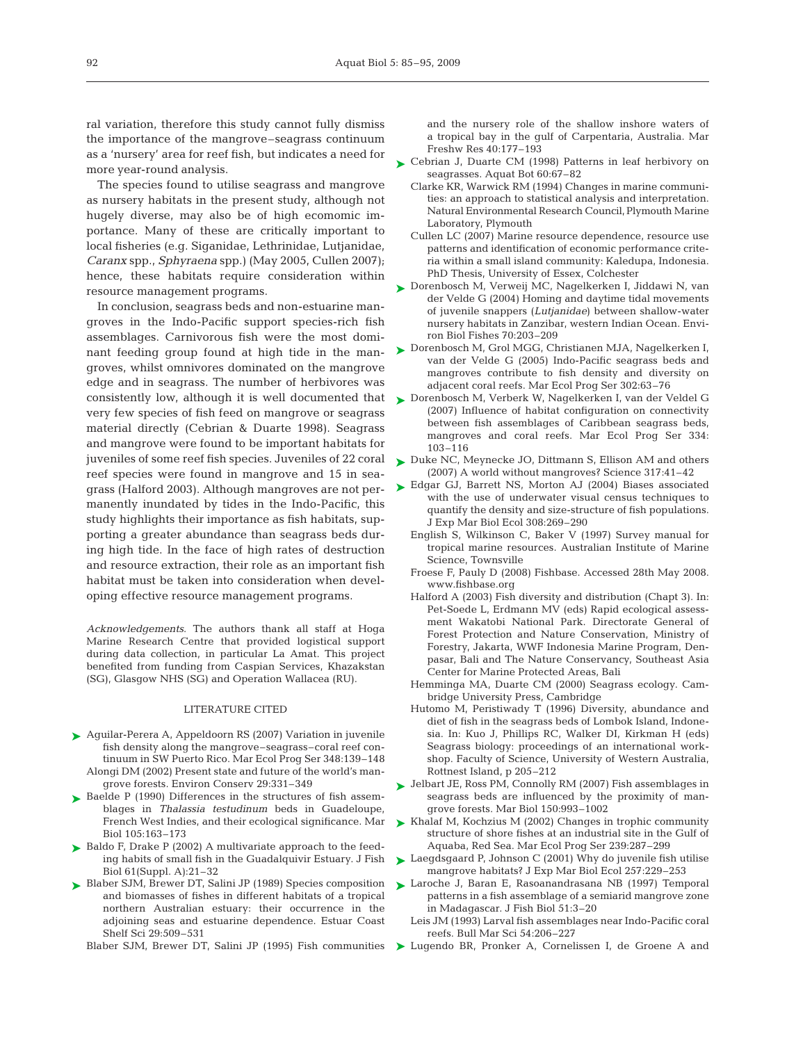ral variation, therefore this study cannot fully dismiss the importance of the mangrove–seagrass continuum as a 'nursery' area for reef fish, but indicates a need for more year-round analysis.

The species found to utilise seagrass and mangrove as nursery habitats in the present study, although not hugely diverse, may also be of high ecomomic importance. Many of these are critically important to local fisheries (e.g. Siganidae, Lethrinidae, Lutjanidae, *Caranx* spp., *Sphyraena* spp.) (May 2005, Cullen 2007); hence, these habitats require consideration within resource management programs.

In conclusion, seagrass beds and non-estuarine mangroves in the Indo-Pacific support species-rich fish assemblages. Carnivorous fish were the most dominant feeding group found at high tide in the mangroves, whilst omnivores dominated on the mangrove edge and in seagrass. The number of herbivores was consistently low, although it is well documented that very few species of fish feed on mangrove or seagrass material directly (Cebrian & Duarte 1998). Seagrass and mangrove were found to be important habitats for juveniles of some reef fish species. Juveniles of 22 coral reef species were found in mangrove and 15 in seagrass (Halford 2003). Although mangroves are not permanently inundated by tides in the Indo-Pacific, this study highlights their importance as fish habitats, supporting a greater abundance than seagrass beds during high tide. In the face of high rates of destruction and resource extraction, their role as an important fish habitat must be taken into consideration when developing effective resource management programs.

*Acknowledgements*. The authors thank all staff at Hoga Marine Research Centre that provided logistical support during data collection, in particular La Amat. This project benefited from funding from Caspian Services, Khazakstan (SG), Glasgow NHS (SG) and Operation Wallacea (RU).

## LITERATURE CITED

- Aguilar-Perera A, Appeldoorn RS (2007) Variation in juvenile fish density along the mangrove–seagrass–coral reef continuum in SW Puerto Rico. Mar Ecol Prog Ser 348:139–148
- Alongi DM (2002) Present state and future of the world's mangrove forests. Environ Conserv 29:331–349
- Baelde P (1990) Differences in the structures of fish assemblages in *Thalassia testudinum* beds in Guadeloupe, French West Indies, and their ecological significance. Mar Biol 105:163–173
- Baldo F, Drake P (2002) A multivariate approach to the feeding habits of small fish in the Guadalquivir Estuary. J Fish Biol 61(Suppl. A):21–32
- Blaber SJM, Brewer DT, Salini JP (1989) Species composition and biomasses of fishes in different habitats of a tropical northern Australian estuary: their occurrence in the adjoining seas and estuarine dependence. Estuar Coast Shelf Sci 29:509–531
- Blaber SJM, Brewer DT, Salini JP (1995) Fish communities and the nursery role of the shallow inshore waters of a tropical bay in the gulf of Carpentaria, Australia. Mar Freshw Res 40:177–193
- Cebrian J, Duarte CM (1998) Patterns in leaf herbivory on seagrasses. Aquat Bot 60:67–82
- Clarke KR, Warwick RM (1994) Changes in marine communities: an approach to statistical analysis and interpretation. Natural Environmental Research Council, Plymouth Marine Laboratory, Plymouth
- Cullen LC (2007) Marine resource dependence, resource use patterns and identification of economic performance criteria within a small island community: Kaledupa, Indonesia. PhD Thesis, University of Essex, Colchester
- Dorenbosch M, Verweij MC, Nagelkerken I, Jiddawi N, van der Velde G (2004) Homing and daytime tidal movements of juvenile snappers (*Lutjanidae*) between shallow-water nursery habitats in Zanzibar, western Indian Ocean. Environ Biol Fishes 70:203–209
- Dorenbosch M, Grol MGG, Christianen MJA, Nagelkerken I, van der Velde G (2005) Indo-Pacific seagrass beds and mangroves contribute to fish density and diversity on adjacent coral reefs. Mar Ecol Prog Ser 302:63–76
- Dorenbosch M, Verberk W, Nagelkerken I, van der Veldel G (2007) Influence of habitat configuration on connectivity between fish assemblages of Caribbean seagrass beds, mangroves and coral reefs. Mar Ecol Prog Ser 334: 103–116
- Duke NC, Meynecke JO, Dittmann S, Ellison AM and others (2007) A world without mangroves? Science 317:41–42
- Edgar GJ, Barrett NS, Morton AJ (2004) Biases associated with the use of underwater visual census techniques to quantify the density and size-structure of fish populations. J Exp Mar Biol Ecol 308:269–290
- English S, Wilkinson C, Baker V (1997) Survey manual for tropical marine resources. Australian Institute of Marine Science, Townsville
- Froese F, Pauly D (2008) Fishbase. Accessed 28th May 2008. www.fishbase.org
- Halford A (2003) Fish diversity and distribution (Chapt 3). In: Pet-Soede L, Erdmann MV (eds) Rapid ecological assessment Wakatobi National Park. Directorate General of Forest Protection and Nature Conservation, Ministry of Forestry, Jakarta, WWF Indonesia Marine Program, Denpasar, Bali and The Nature Conservancy, Southeast Asia Center for Marine Protected Areas, Bali
- Hemminga MA, Duarte CM (2000) Seagrass ecology. Cambridge University Press, Cambridge
- Hutomo M, Peristiwady T (1996) Diversity, abundance and diet of fish in the seagrass beds of Lombok Island, Indonesia. In: Kuo J, Phillips RC, Walker DI, Kirkman H (eds) Seagrass biology: proceedings of an international workshop. Faculty of Science, University of Western Australia, Rottnest Island, p 205–212
- Jelbart JE, Ross PM, Connolly RM (2007) Fish assemblages in seagrass beds are influenced by the proximity of mangrove forests. Mar Biol 150:993–1002
- Khalaf M, Kochzius M (2002) Changes in trophic community structure of shore fishes at an industrial site in the Gulf of Aquaba, Red Sea. Mar Ecol Prog Ser 239:287–299
- Laegdsgaard P, Johnson C (2001) Why do juvenile fish utilise mangrove habitats? J Exp Mar Biol Ecol 257:229–253
- Laroche J, Baran E, Rasoanandrasana NB (1997) Temporal patterns in a fish assemblage of a semiarid mangrove zone in Madagascar. J Fish Biol 51:3–20
- Leis JM (1993) Larval fish assemblages near Indo-Pacific coral reefs. Bull Mar Sci 54:206–227
- Lugendo BR, Pronker A, Cornelissen I, de Groene A and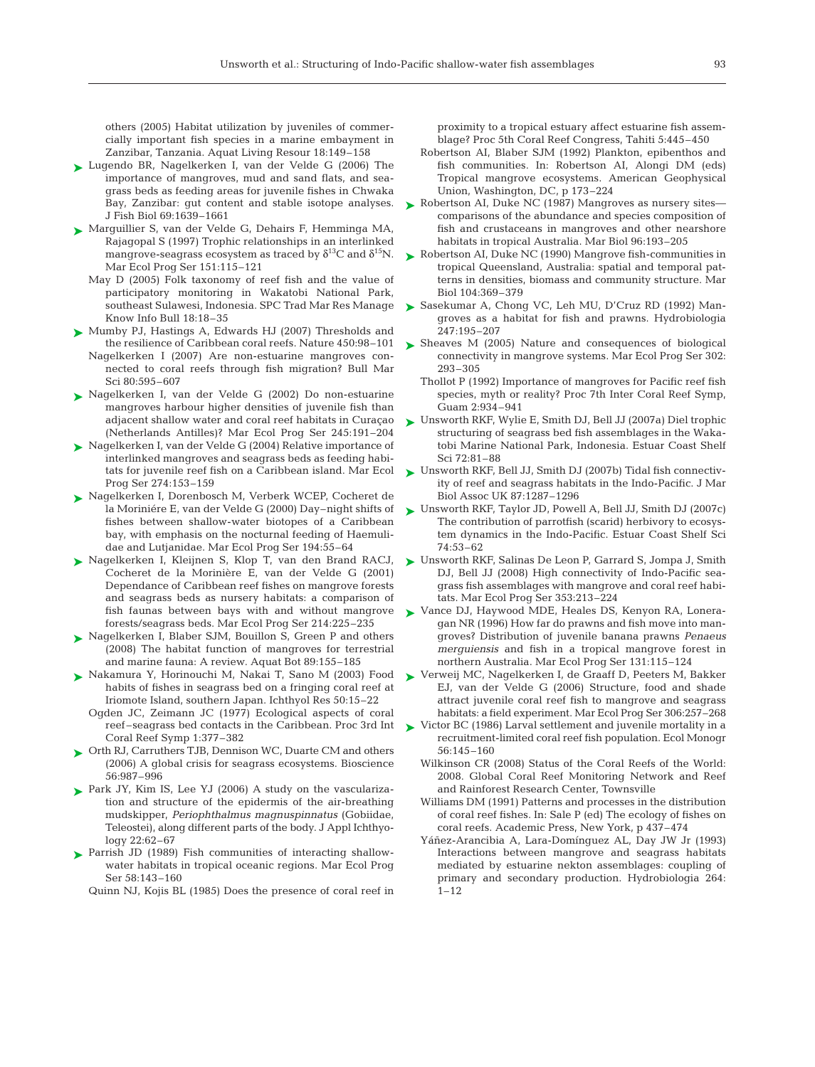others (2005) Habitat utilization by juveniles of commercially important fish species in a marine embayment in Zanzibar, Tanzania. Aquat Living Resour 18:149–158

Lugendo BR, Nagelkerken I, van der Velde G (2006) The importance of mangroves, mud and sand flats, and seagrass beds as feeding areas for juvenile fishes in Chwaka Bay, Zanzibar: gut content and stable isotope analyses. J Fish Biol 69:1639–1661

Marguillier S, van der Velde G, Dehairs F, Hemminga MA, Rajagopal S (1997) Trophic relationships in an interlinked mangrove-seagrass ecosystem as traced by $\delta^{13}$C and $\delta^{15}$N. Mar Ecol Prog Ser 151:115–121

May D (2005) Folk taxonomy of reef fish and the value of participatory monitoring in Wakatobi National Park, southeast Sulawesi, Indonesia. SPC Trad Mar Res Manage Know Info Bull 18:18–35

Mumby PJ, Hastings A, Edwards HJ (2007) Thresholds and the resilience of Caribbean coral reefs. Nature 450:98–101

Nagelkerken I (2007) Are non-estuarine mangroves connected to coral reefs through fish migration? Bull Mar Sci 80:595–607

Nagelkerken I, van der Velde G (2002) Do non-estuarine mangroves harbour higher densities of juvenile fish than adjacent shallow water and coral reef habitats in Curaçao (Netherlands Antilles)? Mar Ecol Prog Ser 245:191–204

Nagelkerken I, van der Velde G (2004) Relative importance of interlinked mangroves and seagrass beds as feeding habitats for juvenile reef fish on a Caribbean island. Mar Ecol Prog Ser 274:153–159

Nagelkerken I, Dorenbosch M, Verberk WCEP, Cocheret de la Moriniére E, van der Velde G (2000) Day–night shifts of fishes between shallow-water biotopes of a Caribbean bay, with emphasis on the nocturnal feeding of Haemulidae and Lutjanidae. Mar Ecol Prog Ser 194:55–64

Nagelkerken I, Kleijnen S, Klop T, van den Brand RACJ, Cocheret de la Morinière E, van der Velde G (2001) Dependance of Caribbean reef fishes on mangrove forests and seagrass beds as nursery habitats: a comparison of fish faunas between bays with and without mangrove forests/seagrass beds. Mar Ecol Prog Ser 214:225–235

Nagelkerken I, Blaber SJM, Bouillon S, Green P and others (2008) The habitat function of mangroves for terrestrial and marine fauna: A review. Aquat Bot 89:155–185

Nakamura Y, Horinouchi M, Nakai T, Sano M (2003) Food habits of fishes in seagrass bed on a fringing coral reef at Iriomote Island, southern Japan. Ichthyol Res 50:15–22

Ogden JC, Zeimann JC (1977) Ecological aspects of coral reef–seagrass bed contacts in the Caribbean. Proc 3rd Int Coral Reef Symp 1:377–382

Orth RJ, Carruthers TJB, Dennison WC, Duarte CM and others (2006) A global crisis for seagrass ecosystems. Bioscience 56:987–996

Park JY, Kim IS, Lee YJ (2006) A study on the vascularization and structure of the epidermis of the air-breathing mudskipper, *Periophthalmus magnuspinnatus* (Gobiidae, Teleostei), along different parts of the body. J Appl Ichthyology 22:62–67

Parrish JD (1989) Fish communities of interacting shallow-water habitats in tropical oceanic regions. Mar Ecol Prog Ser 58:143–160

Quinn NJ, Kojis BL (1985) Does the presence of coral reef in proximity to a tropical estuary affect estuarine fish assemblage? Proc 5th Coral Reef Congress, Tahiti 5:445–450

Robertson AI, Blaber SJM (1992) Plankton, epibenthos and fish communities. In: Robertson AI, Alongi DM (eds) Tropical mangrove ecosystems. American Geophysical Union, Washington, DC, p 173–224

Robertson AI, Duke NC (1987) Mangroves as nursery sites—comparisons of the abundance and species composition of fish and crustaceans in mangroves and other nearshore habitats in tropical Australia. Mar Biol 96:193–205

Robertson AI, Duke NC (1990) Mangrove fish-communities in tropical Queensland, Australia: spatial and temporal patterns in densities, biomass and community structure. Mar Biol 104:369–379

Sasekumar A, Chong VC, Leh MU, D'Cruz RD (1992) Mangroves as a habitat for fish and prawns. Hydrobiologia 247:195–207

Sheaves M (2005) Nature and consequences of biological connectivity in mangrove systems. Mar Ecol Prog Ser 302:293–305

Thollot P (1992) Importance of mangroves for Pacific reef fish species, myth or reality? Proc 7th Inter Coral Reef Symp, Guam 2:934–941

Unsworth RKF, Wylie E, Smith DJ, Bell JJ (2007a) Diel trophic structuring of seagrass bed fish assemblages in the Wakatobi Marine National Park, Indonesia. Estuar Coast Shelf Sci 72:81–88

Unsworth RKF, Bell JJ, Smith DJ (2007b) Tidal fish connectivity of reef and seagrass habitats in the Indo-Pacific. J Mar Biol Assoc UK 87:1287–1296

Unsworth RKF, Taylor JD, Powell A, Bell JJ, Smith DJ (2007c) The contribution of parrotfish (scarid) herbivory to ecosystem dynamics in the Indo-Pacific. Estuar Coast Shelf Sci 74:53–62

Unsworth RKF, Salinas De Leon P, Garrard S, Jompa J, Smith DJ, Bell JJ (2008) High connectivity of Indo-Pacific seagrass fish assemblages with mangrove and coral reef habitats. Mar Ecol Prog Ser 353:213–224

Vance DJ, Haywood MDE, Heales DS, Kenyon RA, Loneragan NR (1996) How far do prawns and fish move into mangroves? Distribution of juvenile banana prawns *Penaeus merguiensis* and fish in a tropical mangrove forest in northern Australia. Mar Ecol Prog Ser 131:115–124

Verweij MC, Nagelkerken I, de Graaff D, Peeters M, Bakker EJ, van der Velde G (2006) Structure, food and shade attract juvenile coral reef fish to mangrove and seagrass habitats: a field experiment. Mar Ecol Prog Ser 306:257–268

Victor BC (1986) Larval settlement and juvenile mortality in a recruitment-limited coral reef fish population. Ecol Monogr 56:145–160

Wilkinson CR (2008) Status of the Coral Reefs of the World: 2008. Global Coral Reef Monitoring Network and Reef and Rainforest Research Center, Townsville

Williams DM (1991) Patterns and processes in the distribution of coral reef fishes. In: Sale P (ed) The ecology of fishes on coral reefs. Academic Press, New York, p 437–474

Yáñez-Arancibia A, Lara-Domínguez AL, Day JW Jr (1993) Interactions between mangrove and seagrass habitats mediated by estuarine nekton assemblages: coupling of primary and secondary production. Hydrobiologia 264:1–12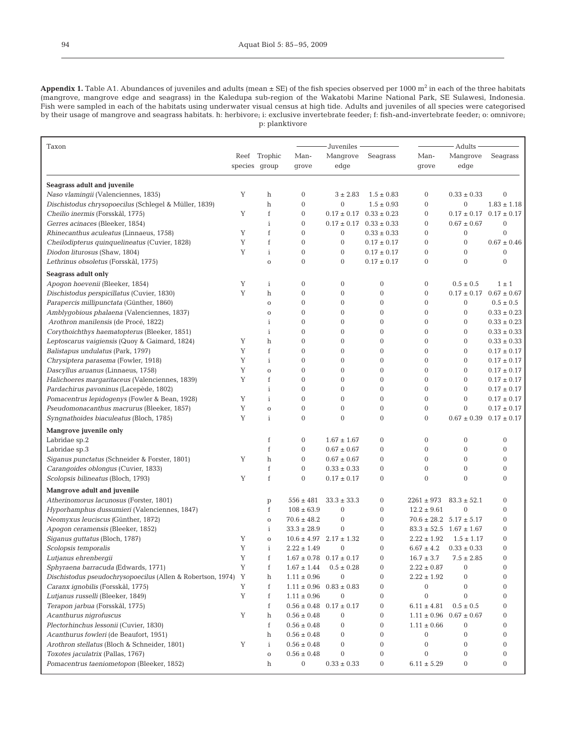**Appendix 1.** Table A1. Abundances of juveniles and adults (mean ± SE) of the fish species observed per 1000 m$^2$ in each of the three habitats (mangrove, mangrove edge and seagrass) in the Kaledupa sub-region of the Wakatobi Marine National Park, SE Sulawesi, Indonesia. Fish were sampled in each of the habitats using underwater visual census at high tide. Adults and juveniles of all species were categorised by their usage of mangrove and seagrass habitats. h: herbivore; i: exclusive invertebrate feeder; f: fish-and-invertebrate feeder; o: omnivore; p: planktivore

| Taxon | Reef species | Trophic group | Juveniles | | | Adults | | |
|---|---|---|---|---|---|---|---|---|
| | | | Mangrove | Mangrove edge | Seagrass | Mangrove | Mangrove edge | Seagrass |
| **Seagrass adult and juvenile** | | | | | | | | |
| *Naso vlamingii* (Valenciennes, 1835) | Y | h | 0 | 3 ± 2.83 | 1.5 ± 0.83 | 0 | 0.33 ± 0.33 | 0 |
| *Dischistodus chrysopoecilus* (Schlegel & Müller, 1839) | | h | 0 | 0 | 1.5 ± 0.93 | 0 | 0 | 1.83 ± 1.18 |
| *Cheilio inermis* (Forsskål, 1775) | Y | f | 0 | 0.17 ± 0.17 | 0.33 ± 0.23 | 0 | 0.17 ± 0.17 | 0.17 ± 0.17 |
| *Gerres acinaces* (Bleeker, 1854) | | i | 0 | 0.17 ± 0.17 | 0.33 ± 0.33 | 0 | 0.67 ± 0.67 | 0 |
| *Rhinecanthus aculeatus* (Linnaeus, 1758) | Y | f | 0 | 0 | 0.33 ± 0.33 | 0 | 0 | 0 |
| *Cheilodipterus quinquelineatus* (Cuvier, 1828) | Y | f | 0 | 0 | 0.17 ± 0.17 | 0 | 0 | 0.67 ± 0.46 |
| *Diodon liturosus* (Shaw, 1804) | Y | i | 0 | 0 | 0.17 ± 0.17 | 0 | 0 | 0 |
| *Lethrinus obsoletus* (Forsskål, 1775) | | o | 0 | 0 | 0.17 ± 0.17 | 0 | 0 | 0 |
| **Seagrass adult only** | | | | | | | | |
| *Apogon hoevenii* (Bleeker, 1854) | Y | i | 0 | 0 | 0 | 0 | 0.5 ± 0.5 | 1 ± 1 |
| *Dischistodus perspicillatus* (Cuvier, 1830) | Y | h | 0 | 0 | 0 | 0 | 0.17 ± 0.17 | 0.67 ± 0.67 |
| *Parapercis millipunctata* (Günther, 1860) | | o | 0 | 0 | 0 | 0 | 0 | 0.5 ± 0.5 |
| *Amblygobious phalaena* (Valenciennes, 1837) | | o | 0 | 0 | 0 | 0 | 0 | 0.33 ± 0.23 |
| *Arothron manilensis* (de Procé, 1822) | | i | 0 | 0 | 0 | 0 | 0 | 0.33 ± 0.23 |
| *Corythoichthys haematopterus* (Bleeker, 1851) | | i | 0 | 0 | 0 | 0 | 0 | 0.33 ± 0.33 |
| *Leptoscarus vaigiensis* (Quoy & Gaimard, 1824) | Y | h | 0 | 0 | 0 | 0 | 0 | 0.33 ± 0.33 |
| *Balistapus undulatus* (Park, 1797) | Y | f | 0 | 0 | 0 | 0 | 0 | 0.17 ± 0.17 |
| *Chrysiptera parasema* (Fowler, 1918) | Y | i | 0 | 0 | 0 | 0 | 0 | 0.17 ± 0.17 |
| *Dascyllus aruanus* (Linnaeus, 1758) | Y | o | 0 | 0 | 0 | 0 | 0 | 0.17 ± 0.17 |
| *Halichoeres margaritaceus* (Valenciennes, 1839) | Y | f | 0 | 0 | 0 | 0 | 0 | 0.17 ± 0.17 |
| *Pardachirus pavoninus* (Lacepède, 1802) | | i | 0 | 0 | 0 | 0 | 0 | 0.17 ± 0.17 |
| *Pomacentrus lepidogenys* (Fowler & Bean, 1928) | Y | i | 0 | 0 | 0 | 0 | 0 | 0.17 ± 0.17 |
| *Pseudomonacanthus macrurus* (Bleeker, 1857) | Y | o | 0 | 0 | 0 | 0 | 0 | 0.17 ± 0.17 |
| *Syngnathoides biaculeatus* (Bloch, 1785) | Y | i | 0 | 0 | 0 | 0 | 0.67 ± 0.39 | 0.17 ± 0.17 |
| **Mangrove juvenile only** | | | | | | | | |
| Labridae sp.2 | | f | 0 | 1.67 ± 1.67 | 0 | 0 | 0 | 0 |
| Labridae sp.3 | | f | 0 | 0.67 ± 0.67 | 0 | 0 | 0 | 0 |
| *Siganus punctatus* (Schneider & Forster, 1801) | Y | h | 0 | 0.67 ± 0.67 | 0 | 0 | 0 | 0 |
| *Carangoides oblongus* (Cuvier, 1833) | | f | 0 | 0.33 ± 0.33 | 0 | 0 | 0 | 0 |
| *Scolopsis bilineatus* (Bloch, 1793) | Y | f | 0 | 0.17 ± 0.17 | 0 | 0 | 0 | 0 |
| **Mangrove adult and juvenile** | | | | | | | | |
| *Atherinomorus lacunosus* (Forster, 1801) | | p | 556 ± 481 | 33.3 ± 33.3 | 0 | 2261 ± 973 | 83.3 ± 52.1 | 0 |
| *Hyporhamphus dussumieri* (Valenciennes, 1847) | | f | 108 ± 63.9 | 0 | 0 | 12.2 ± 9.61 | 0 | 0 |
| *Neomyxus leuciscus* (Günther, 1872) | | o | 70.6 ± 48.2 | 0 | 0 | 70.6 ± 28.2 | 5.17 ± 5.17 | 0 |
| *Apogon ceramensis* (Bleeker, 1852) | | i | 33.3 ± 28.9 | 0 | 0 | 83.3 ± 52.5 | 1.67 ± 1.67 | 0 |
| *Siganus guttatus* (Bloch, 1787) | Y | o | 10.6 ± 4.97 | 2.17 ± 1.32 | 0 | 2.22 ± 1.92 | 1.5 ± 1.17 | 0 |
| *Scolopsis temporalis* | Y | i | 2.22 ± 1.49 | 0 | 0 | 6.67 ± 4.2 | 0.33 ± 0.33 | 0 |
| *Lutjanus ehrenbergii* | Y | f | 1.67 ± 0.78 | 0.17 ± 0.17 | 0 | 16.7 ± 3.7 | 7.5 ± 2.85 | 0 |
| *Sphyraena barracuda* (Edwards, 1771) | Y | f | 1.67 ± 1.44 | 0.5 ± 0.28 | 0 | 2.22 ± 0.87 | 0 | 0 |
| *Dischistodus pseudochrysopoecilus* (Allen & Robertson, 1974) | Y | h | 1.11 ± 0.96 | 0 | 0 | 2.22 ± 1.92 | 0 | 0 |
| *Caranx ignobilis* (Forsskål, 1775) | Y | f | 1.11 ± 0.96 | 0.83 ± 0.83 | 0 | 0 | 0 | 0 |
| *Lutjanus russelli* (Bleeker, 1849) | Y | f | 1.11 ± 0.96 | 0 | 0 | 0 | 0 | 0 |
| *Terapon jarbua* (Forsskål, 1775) | | f | 0.56 ± 0.48 | 0.17 ± 0.17 | 0 | 6.11 ± 4.81 | 0.5 ± 0.5 | 0 |
| *Acanthurus nigrofuscus* | Y | h | 0.56 ± 0.48 | 0 | 0 | 1.11 ± 0.96 | 0.67 ± 0.67 | 0 |
| *Plectorhinchus lessonii* (Cuvier, 1830) | | f | 0.56 ± 0.48 | 0 | 0 | 1.11 ± 0.66 | 0 | 0 |
| *Acanthurus fowleri* (de Beaufort, 1951) | | h | 0.56 ± 0.48 | 0 | 0 | 0 | 0 | 0 |
| *Arothron stellatus* (Bloch & Schneider, 1801) | Y | i | 0.56 ± 0.48 | 0 | 0 | 0 | 0 | 0 |
| *Toxotes jaculatrix* (Pallas, 1767) | | o | 0.56 ± 0.48 | 0 | 0 | 0 | 0 | 0 |
| *Pomacentrus taeniometopon* (Bleeker, 1852) | | h | 0 | 0.33 ± 0.33 | 0 | 6.11 ± 5.29 | 0 | 0 |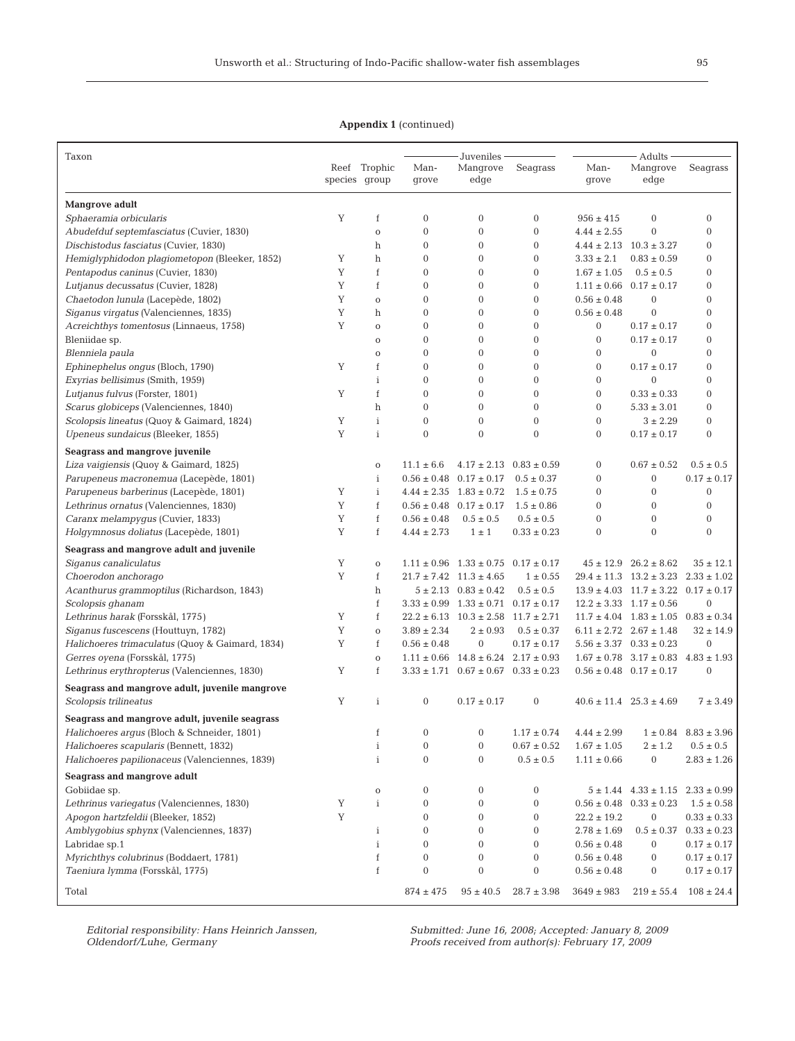**Appendix 1** (continued)

| Taxon | Reef species | Trophic group | Juveniles | | | Adults | | |
|---|---|---|---|---|---|---|---|---|
| | | | Mangrove | Mangrove edge | Seagrass | Mangrove | Mangrove edge | Seagrass |
| **Mangrove adult** | | | | | | | | |
| *Sphaeramia orbicularis* | Y | f | 0 | 0 | 0 | 956 ± 415 | 0 | 0 |
| *Abudefduf septemfasciatus* (Cuvier, 1830) | | o | 0 | 0 | 0 | 4.44 ± 2.55 | 0 | 0 |
| *Dischistodus fasciatus* (Cuvier, 1830) | | h | 0 | 0 | 0 | 4.44 ± 2.13 | 10.3 ± 3.27 | 0 |
| *Hemiglyphidodon plagiometopon* (Bleeker, 1852) | Y | h | 0 | 0 | 0 | 3.33 ± 2.1 | 0.83 ± 0.59 | 0 |
| *Pentapodus caninus* (Cuvier, 1830) | Y | f | 0 | 0 | 0 | 1.67 ± 1.05 | 0.5 ± 0.5 | 0 |
| *Lutjanus decussatus* (Cuvier, 1828) | Y | f | 0 | 0 | 0 | 1.11 ± 0.66 | 0.17 ± 0.17 | 0 |
| *Chaetodon lunula* (Lacepède, 1802) | Y | o | 0 | 0 | 0 | 0.56 ± 0.48 | 0 | 0 |
| *Siganus virgatus* (Valenciennes, 1835) | Y | h | 0 | 0 | 0 | 0.56 ± 0.48 | 0 | 0 |
| *Acreichthys tomentosus* (Linnaeus, 1758) | Y | o | 0 | 0 | 0 | 0 | 0.17 ± 0.17 | 0 |
| Bleniidae sp. | | o | 0 | 0 | 0 | 0 | 0.17 ± 0.17 | 0 |
| *Blenniela paula* | | o | 0 | 0 | 0 | 0 | 0 | 0 |
| *Ephinephelus ongus* (Bloch, 1790) | Y | f | 0 | 0 | 0 | 0 | 0.17 ± 0.17 | 0 |
| *Exyrias bellisimus* (Smith, 1959) | | i | 0 | 0 | 0 | 0 | 0 | 0 |
| *Lutjanus fulvus* (Forster, 1801) | Y | f | 0 | 0 | 0 | 0 | 0.33 ± 0.33 | 0 |
| *Scarus globiceps* (Valenciennes, 1840) | | h | 0 | 0 | 0 | 0 | 5.33 ± 3.01 | 0 |
| *Scolopsis lineatus* (Quoy & Gaimard, 1824) | Y | i | 0 | 0 | 0 | 0 | 3 ± 2.29 | 0 |
| *Upeneus sundaicus* (Bleeker, 1855) | Y | i | 0 | 0 | 0 | 0 | 0.17 ± 0.17 | 0 |
| **Seagrass and mangrove juvenile** | | | | | | | | |
| *Liza vaigiensis* (Quoy & Gaimard, 1825) | | o | 11.1 ± 6.6 | 4.17 ± 2.13 | 0.83 ± 0.59 | 0 | 0.67 ± 0.52 | 0.5 ± 0.5 |
| *Parupeneus macronemua* (Lacepède, 1801) | | i | 0.56 ± 0.48 | 0.17 ± 0.17 | 0.5 ± 0.37 | 0 | 0 | 0.17 ± 0.17 |
| *Parupeneus barberinus* (Lacepède, 1801) | Y | i | 4.44 ± 2.35 | 1.83 ± 0.72 | 1.5 ± 0.75 | 0 | 0 | 0 |
| *Lethrinus ornatus* (Valenciennes, 1830) | Y | f | 0.56 ± 0.48 | 0.17 ± 0.17 | 1.5 ± 0.86 | 0 | 0 | 0 |
| *Caranx melampygus* (Cuvier, 1833) | Y | f | 0.56 ± 0.48 | 0.5 ± 0.5 | 0.5 ± 0.5 | 0 | 0 | 0 |
| *Holgymnosus doliatus* (Lacepède, 1801) | Y | f | 4.44 ± 2.73 | 1 ± 1 | 0.33 ± 0.23 | 0 | 0 | 0 |
| **Seagrass and mangrove adult and juvenile** | | | | | | | | |
| *Siganus canaliculatus* | Y | o | 1.11 ± 0.96 | 1.33 ± 0.75 | 0.17 ± 0.17 | 45 ± 12.9 | 26.2 ± 8.62 | 35 ± 12.1 |
| *Choerodon anchorago* | Y | f | 21.7 ± 7.42 | 11.3 ± 4.65 | 1 ± 0.55 | 29.4 ± 11.3 | 13.2 ± 3.23 | 2.33 ± 1.02 |
| *Acanthurus grammoptilus* (Richardson, 1843) | | h | 5 ± 2.13 | 0.83 ± 0.42 | 0.5 ± 0.5 | 13.9 ± 4.03 | 11.7 ± 3.22 | 0.17 ± 0.17 |
| *Scolopsis ghanam* | | f | 3.33 ± 0.99 | 1.33 ± 0.71 | 0.17 ± 0.17 | 12.2 ± 3.33 | 1.17 ± 0.56 | 0 |
| *Lethrinus harak* (Forsskål, 1775) | Y | f | 22.2 ± 6.13 | 10.3 ± 2.58 | 11.7 ± 2.71 | 11.7 ± 4.04 | 1.83 ± 1.05 | 0.83 ± 0.34 |
| *Siganus fuscescens* (Houttuyn, 1782) | Y | o | 3.89 ± 2.34 | 2 ± 0.93 | 0.5 ± 0.37 | 6.11 ± 2.72 | 2.67 ± 1.48 | 32 ± 14.9 |
| *Halichoeres trimaculatus* (Quoy & Gaimard, 1834) | Y | f | 0.56 ± 0.48 | 0 | 0.17 ± 0.17 | 5.56 ± 3.37 | 0.33 ± 0.23 | 0 |
| *Gerres oyena* (Forsskål, 1775) | | o | 1.11 ± 0.66 | 14.8 ± 6.24 | 2.17 ± 0.93 | 1.67 ± 0.78 | 3.17 ± 0.83 | 4.83 ± 1.93 |
| *Lethrinus erythropterus* (Valenciennes, 1830) | Y | f | 3.33 ± 1.71 | 0.67 ± 0.67 | 0.33 ± 0.23 | 0.56 ± 0.48 | 0.17 ± 0.17 | 0 |
| **Seagrass and mangrove adult, juvenile mangrove** | | | | | | | | |
| *Scolopsis trilineatus* | Y | i | 0 | 0.17 ± 0.17 | 0 | 40.6 ± 11.4 | 25.3 ± 4.69 | 7 ± 3.49 |
| **Seagrass and mangrove adult, juvenile seagrass** | | | | | | | | |
| *Halichoeres argus* (Bloch & Schneider, 1801) | | f | 0 | 0 | 1.17 ± 0.74 | 4.44 ± 2.99 | 1 ± 0.84 | 8.83 ± 3.96 |
| *Halichoeres scapularis* (Bennett, 1832) | | i | 0 | 0 | 0.67 ± 0.52 | 1.67 ± 1.05 | 2 ± 1.2 | 0.5 ± 0.5 |
| *Halichoeres papilionaceus* (Valenciennes, 1839) | | i | 0 | 0 | 0.5 ± 0.5 | 1.11 ± 0.66 | 0 | 2.83 ± 1.26 |
| **Seagrass and mangrove adult** | | | | | | | | |
| Gobiidae sp. | | o | 0 | 0 | 0 | 5 ± 1.44 | 4.33 ± 1.15 | 2.33 ± 0.99 |
| *Lethrinus variegatus* (Valenciennes, 1830) | Y | i | 0 | 0 | 0 | 0.56 ± 0.48 | 0.33 ± 0.23 | 1.5 ± 0.58 |
| *Apogon hartzfeldii* (Bleeker, 1852) | Y | | 0 | 0 | 0 | 22.2 ± 19.2 | 0 | 0.33 ± 0.33 |
| *Amblygobius sphynx* (Valenciennes, 1837) | | i | 0 | 0 | 0 | 2.78 ± 1.69 | 0.5 ± 0.37 | 0.33 ± 0.23 |
| Labridae sp.1 | | i | 0 | 0 | 0 | 0.56 ± 0.48 | 0 | 0.17 ± 0.17 |
| *Myrichthys colubrinus* (Boddaert, 1781) | | f | 0 | 0 | 0 | 0.56 ± 0.48 | 0 | 0.17 ± 0.17 |
| *Taeniura lymma* (Forsskål, 1775) | | f | 0 | 0 | 0 | 0.56 ± 0.48 | 0 | 0.17 ± 0.17 |
| Total | | | 874 ± 475 | 95 ± 40.5 | 28.7 ± 3.98 | 3649 ± 983 | 219 ± 55.4 | 108 ± 24.4 |

*Editorial responsibility: Hans Heinrich Janssen, Oldendorf/Luhe, Germany*

*Submitted: June 16, 2008; Accepted: January 8, 2009*
*Proofs received from author(s): February 17, 2009*